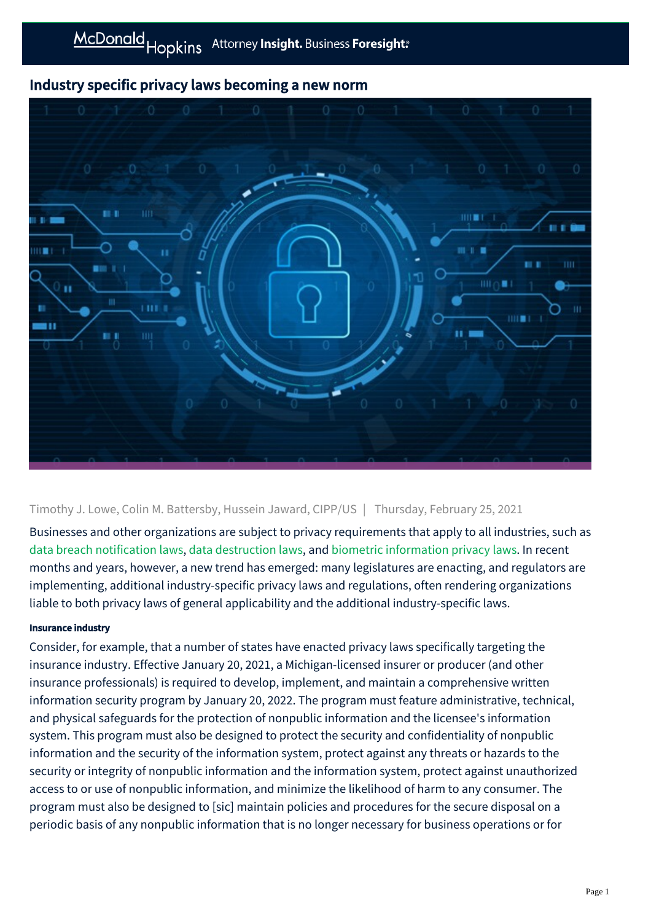# Industry specific privacy laws becoming a new norm

Timothy J. Lowe, Colin M. Battersby, Hussein Jaward, CIPP/US | Thursday, February 25, 2021

Businesses and other organizations are subject to privacy requirements that apply to all industries, such as data breach notification laws, data destruction laws, and biometric information privacy laws. In recent months and years, however, a new trend has emerged: many legislatures are enacting, and regulators are implementing, additional industry-specific privacy laws and regulations, often rendering organizations liable to both privacy laws of general applicability and the additional industry-specific laws.

#### Insurance industry

Consider, for example, that a number of states have enacted privacy laws specifically targeting the insurance industry. Effective January 20, 2021, a Michigan-licensed insurer or producer (and other insurance professionals) is required to develop, implement, and maintain a comprehensive written information security program by January 20, 2022. The program must feature administrative, technical, and physical safeguards for the protection of nonpublic information and the licensee's information system. This program must also be designed to protect the security and confidentiality of nonpublic information and the security of the information system, protect against any threats or hazards to the security or integrity of nonpublic information and the information system, protect against unauthorized access to or use of nonpublic information, and minimize the likelihood of harm to any consumer. The program must also be designed to [sic] maintain policies and procedures for the secure disposal on a periodic basis of any nonpublic information that is no longer necessary for business operations or for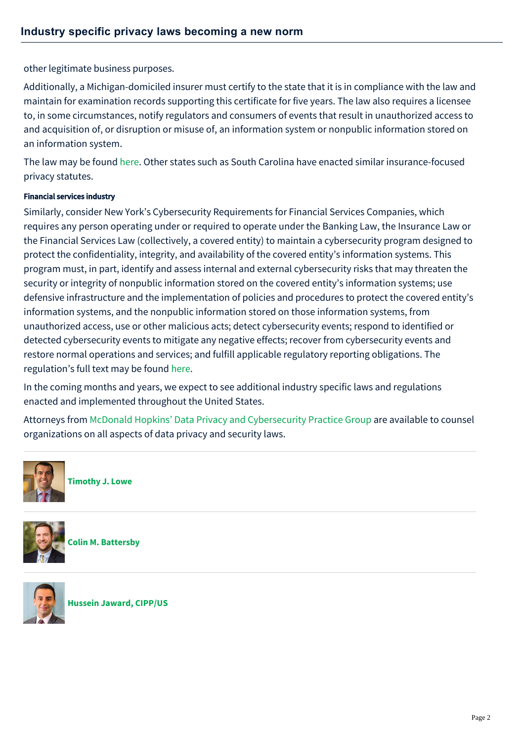other legitimate business purposes.

Additionally, a Michigan-domiciled insurer must certify to the state that it is in compliance with the law and maintain for examination records supporting this certificate for five years. The law also requires a licensee to, in some circumstances, notify regulators and consumers of events that result in unauthorized access to and acquisition of, or disruption or misuse of, an information system or nonpublic information stored on an information system.

The law may be found here. Other states such as South Carolina have enacted similar insurance-focused privacy statutes.

#### Financial services industry

Similarly, consider New York's Cybersecurity Requirements for Financial Services Companies, which requires any person operating under or required to operate under the Banking Law, the Insurance Law or the Financial Services Law (collectively, a covered entity) to maintain a cybersecurity program designed to protect the confidentiality, integrity, and availability of the covered entity's information systems. This program must, in part, identify and assess internal and external cybersecurity risks that may threaten the security or integrity of nonpublic information stored on the covered entity's information systems; use defensive infrastructure and the implementation of policies and procedures to protect the covered entity's information systems, and the nonpublic information stored on those information systems, from unauthorized access, use or other malicious acts; detect cybersecurity events; respond to identified or detected cybersecurity events to mitigate any negative effects; recover from cybersecurity events and restore normal operations and services; and fulfill applicable regulatory reporting obligations. The regulation's full text may be found here.

In the coming months and years, we expect to see additional industry specific laws and regulations enacted and implemented throughout the United States.

Attorneys from McDonald Hopkins' Data Privacy and Cybersecurity Practice Group are available to counsel organizations on all aspects of data privacy and security laws.

---

**Timothy J. Lowe**

---

**Colin M. Battersby**

---

**Hussein Jaward, CIPP/US**